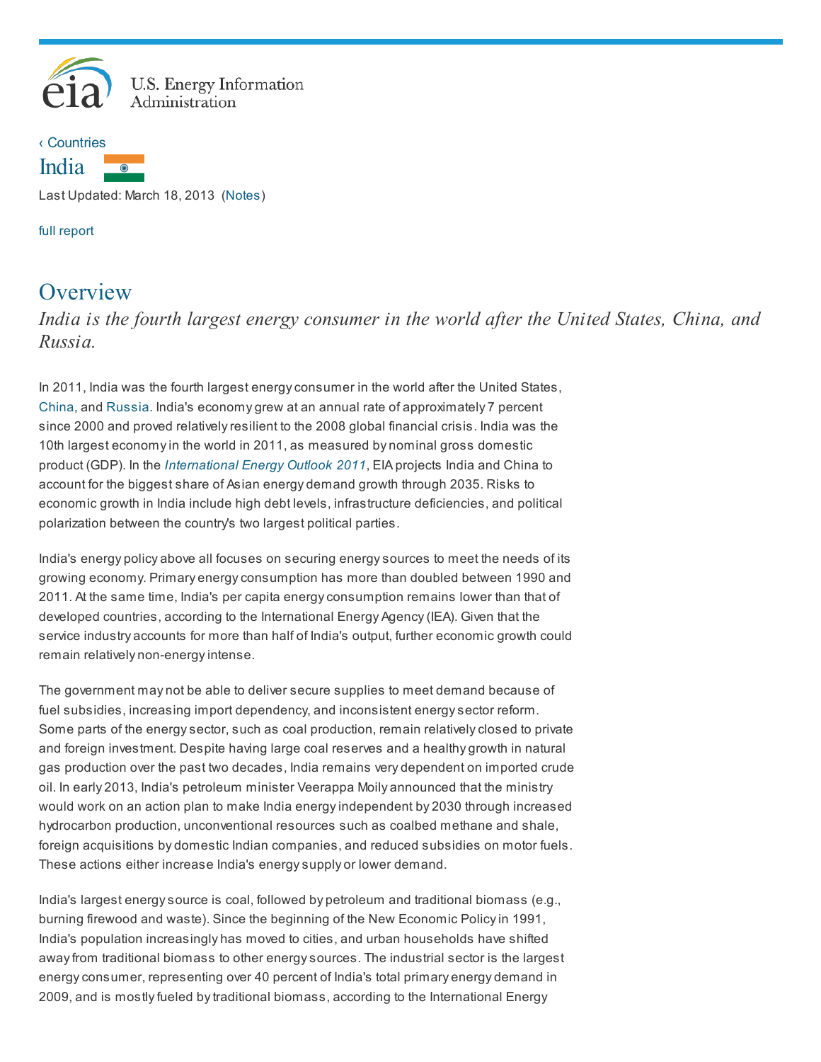U.S. Energy Information Administration

‹ Countries

# India

Last Updated: March 18, 2013 (Notes)

full report

## Overview

*India is the fourth largest energy consumer in the world after the United States, China, and Russia.*

In 2011, India was the fourth largest energy consumer in the world after the United States, China, and Russia. India's economy grew at an annual rate of approximately 7 percent since 2000 and proved relatively resilient to the 2008 global financial crisis. India was the 10th largest economy in the world in 2011, as measured by nominal gross domestic product (GDP). In the *International Energy Outlook 2011*, EIA projects India and China to account for the biggest share of Asian energy demand growth through 2035. Risks to economic growth in India include high debt levels, infrastructure deficiencies, and political polarization between the country's two largest political parties.

India's energy policy above all focuses on securing energy sources to meet the needs of its growing economy. Primary energy consumption has more than doubled between 1990 and 2011. At the same time, India's per capita energy consumption remains lower than that of developed countries, according to the International Energy Agency (IEA). Given that the service industry accounts for more than half of India's output, further economic growth could remain relatively non-energy intense.

The government may not be able to deliver secure supplies to meet demand because of fuel subsidies, increasing import dependency, and inconsistent energy sector reform. Some parts of the energy sector, such as coal production, remain relatively closed to private and foreign investment. Despite having large coal reserves and a healthy growth in natural gas production over the past two decades, India remains very dependent on imported crude oil. In early 2013, India's petroleum minister Veerappa Moily announced that the ministry would work on an action plan to make India energy independent by 2030 through increased hydrocarbon production, unconventional resources such as coalbed methane and shale, foreign acquisitions by domestic Indian companies, and reduced subsidies on motor fuels. These actions either increase India's energy supply or lower demand.

India's largest energy source is coal, followed by petroleum and traditional biomass (e.g., burning firewood and waste). Since the beginning of the New Economic Policy in 1991, India's population increasingly has moved to cities, and urban households have shifted away from traditional biomass to other energy sources. The industrial sector is the largest energy consumer, representing over 40 percent of India's total primary energy demand in 2009, and is mostly fueled by traditional biomass, according to the International Energy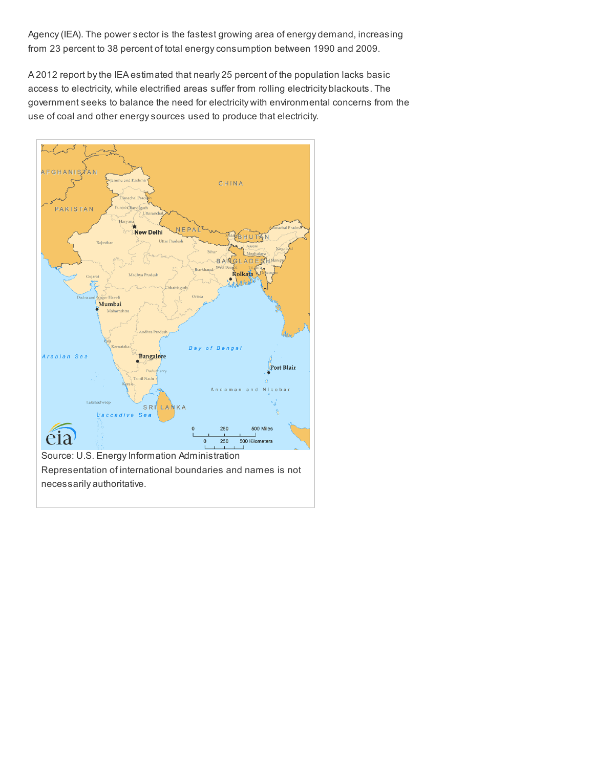Agency (IEA). The power sector is the fastest growing area of energy demand, increasing from 23 percent to 38 percent of total energy consumption between 1990 and 2009.

A 2012 report by the IEA estimated that nearly 25 percent of the population lacks basic access to electricity, while electrified areas suffer from rolling electricity blackouts. The government seeks to balance the need for electricity with environmental concerns from the use of coal and other energy sources used to produce that electricity.

Source: U.S. Energy Information Administration
Representation of international boundaries and names is not necessarily authoritative.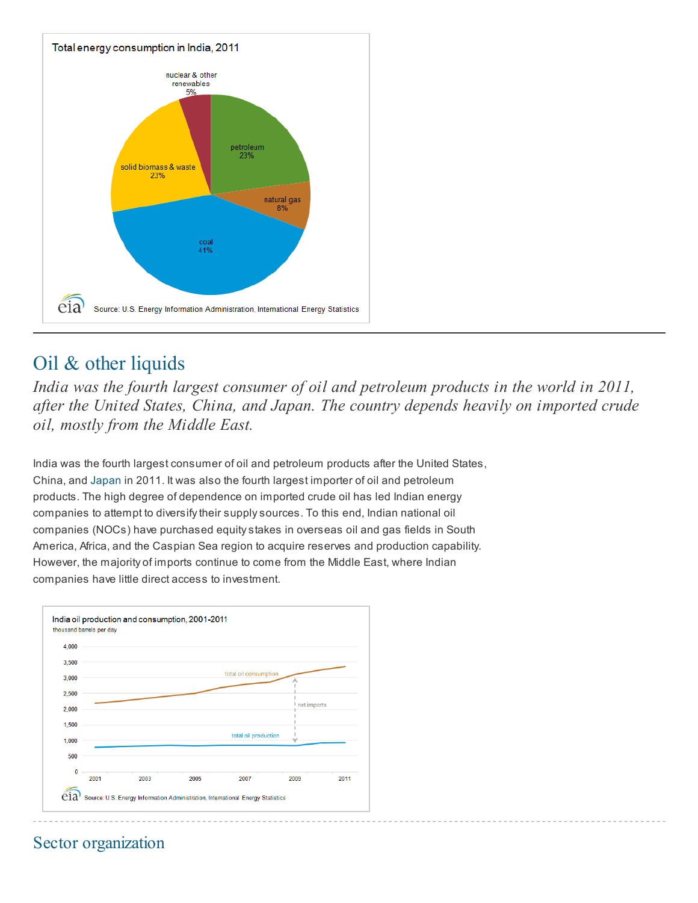Total energy consumption in India, 2011

nuclear & other renewables 5%

petroleum 23%

natural gas 8%

coal 41%

solid biomass & waste 23%

Source: U.S. Energy Information Administration, International Energy Statistics

## Oil & other liquids

*India was the fourth largest consumer of oil and petroleum products in the world in 2011, after the United States, China, and Japan. The country depends heavily on imported crude oil, mostly from the Middle East.*

India was the fourth largest consumer of oil and petroleum products after the United States, China, and Japan in 2011. It was also the fourth largest importer of oil and petroleum products. The high degree of dependence on imported crude oil has led Indian energy companies to attempt to diversify their supply sources. To this end, Indian national oil companies (NOCs) have purchased equity stakes in overseas oil and gas fields in South America, Africa, and the Caspian Sea region to acquire reserves and production capability. However, the majority of imports continue to come from the Middle East, where Indian companies have little direct access to investment.

India oil production and consumption, 2001-2011

thousand barrels per day

Source: U.S. Energy Information Administration, International Energy Statistics

## Sector organization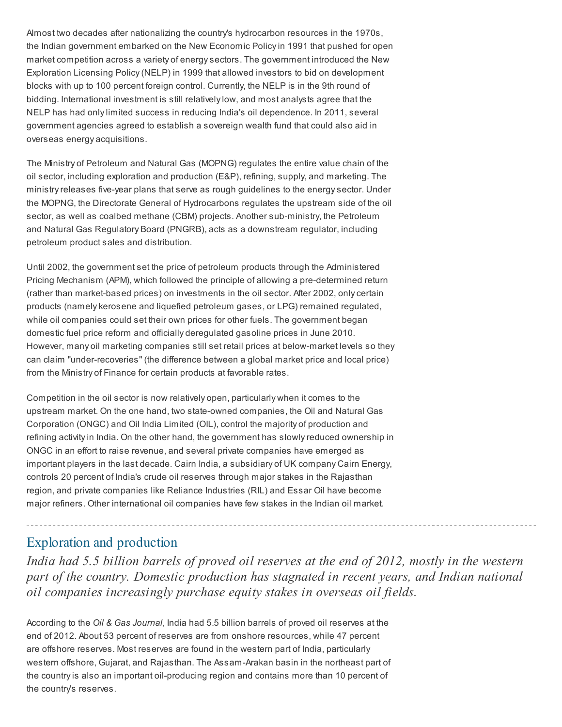Almost two decades after nationalizing the country's hydrocarbon resources in the 1970s, the Indian government embarked on the New Economic Policy in 1991 that pushed for open market competition across a variety of energy sectors. The government introduced the New Exploration Licensing Policy (NELP) in 1999 that allowed investors to bid on development blocks with up to 100 percent foreign control. Currently, the NELP is in the 9th round of bidding. International investment is still relatively low, and most analysts agree that the NELP has had only limited success in reducing India's oil dependence. In 2011, several government agencies agreed to establish a sovereign wealth fund that could also aid in overseas energy acquisitions.

The Ministry of Petroleum and Natural Gas (MOPNG) regulates the entire value chain of the oil sector, including exploration and production (E&P), refining, supply, and marketing. The ministry releases five-year plans that serve as rough guidelines to the energy sector. Under the MOPNG, the Directorate General of Hydrocarbons regulates the upstream side of the oil sector, as well as coalbed methane (CBM) projects. Another sub-ministry, the Petroleum and Natural Gas Regulatory Board (PNGRB), acts as a downstream regulator, including petroleum product sales and distribution.

Until 2002, the government set the price of petroleum products through the Administered Pricing Mechanism (APM), which followed the principle of allowing a pre-determined return (rather than market-based prices) on investments in the oil sector. After 2002, only certain products (namely kerosene and liquefied petroleum gases, or LPG) remained regulated, while oil companies could set their own prices for other fuels. The government began domestic fuel price reform and officially deregulated gasoline prices in June 2010. However, many oil marketing companies still set retail prices at below-market levels so they can claim "under-recoveries" (the difference between a global market price and local price) from the Ministry of Finance for certain products at favorable rates.

Competition in the oil sector is now relatively open, particularly when it comes to the upstream market. On the one hand, two state-owned companies, the Oil and Natural Gas Corporation (ONGC) and Oil India Limited (OIL), control the majority of production and refining activity in India. On the other hand, the government has slowly reduced ownership in ONGC in an effort to raise revenue, and several private companies have emerged as important players in the last decade. Cairn India, a subsidiary of UK company Cairn Energy, controls 20 percent of India's crude oil reserves through major stakes in the Rajasthan region, and private companies like Reliance Industries (RIL) and Essar Oil have become major refiners. Other international oil companies have few stakes in the Indian oil market.

## Exploration and production

*India had 5.5 billion barrels of proved oil reserves at the end of 2012, mostly in the western part of the country. Domestic production has stagnated in recent years, and Indian national oil companies increasingly purchase equity stakes in overseas oil fields.*

According to the *Oil & Gas Journal*, India had 5.5 billion barrels of proved oil reserves at the end of 2012. About 53 percent of reserves are from onshore resources, while 47 percent are offshore reserves. Most reserves are found in the western part of India, particularly western offshore, Gujarat, and Rajasthan. The Assam-Arakan basin in the northeast part of the country is also an important oil-producing region and contains more than 10 percent of the country's reserves.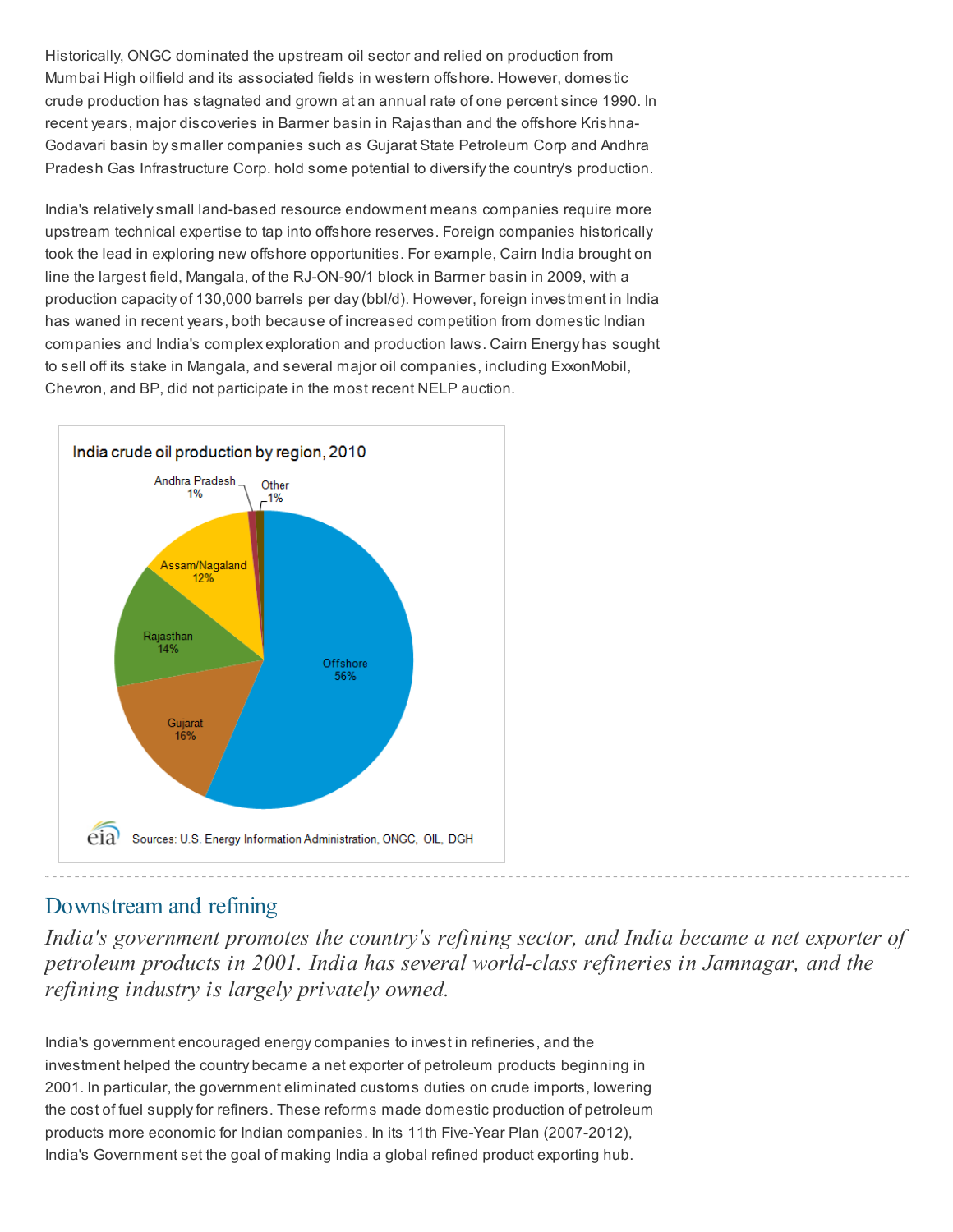Historically, ONGC dominated the upstream oil sector and relied on production from Mumbai High oilfield and its associated fields in western offshore. However, domestic crude production has stagnated and grown at an annual rate of one percent since 1990. In recent years, major discoveries in Barmer basin in Rajasthan and the offshore Krishna-Godavari basin by smaller companies such as Gujarat State Petroleum Corp and Andhra Pradesh Gas Infrastructure Corp. hold some potential to diversify the country's production.

India's relatively small land-based resource endowment means companies require more upstream technical expertise to tap into offshore reserves. Foreign companies historically took the lead in exploring new offshore opportunities. For example, Cairn India brought on line the largest field, Mangala, of the RJ-ON-90/1 block in Barmer basin in 2009, with a production capacity of 130,000 barrels per day (bbl/d). However, foreign investment in India has waned in recent years, both because of increased competition from domestic Indian companies and India's complex exploration and production laws. Cairn Energy has sought to sell off its stake in Mangala, and several major oil companies, including ExxonMobil, Chevron, and BP, did not participate in the most recent NELP auction.

India crude oil production by region, 2010

| Region | Share |
|---|---|
| Offshore | 56% |
| Gujarat | 16% |
| Rajasthan | 14% |
| Assam/Nagaland | 12% |
| Andhra Pradesh | 1% |
| Other | 1% |

Sources: U.S. Energy Information Administration, ONGC, OIL, DGH

## Downstream and refining

*India's government promotes the country's refining sector, and India became a net exporter of petroleum products in 2001. India has several world-class refineries in Jamnagar, and the refining industry is largely privately owned.*

India's government encouraged energy companies to invest in refineries, and the investment helped the country became a net exporter of petroleum products beginning in 2001. In particular, the government eliminated customs duties on crude imports, lowering the cost of fuel supply for refiners. These reforms made domestic production of petroleum products more economic for Indian companies. In its 11th Five-Year Plan (2007-2012), India's Government set the goal of making India a global refined product exporting hub.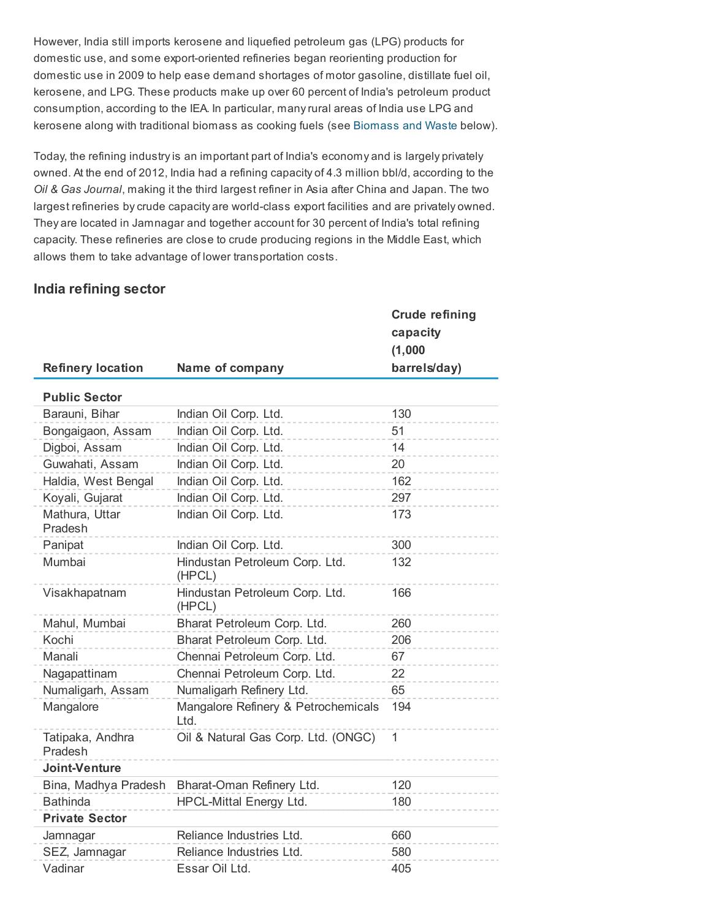However, India still imports kerosene and liquefied petroleum gas (LPG) products for domestic use, and some export-oriented refineries began reorienting production for domestic use in 2009 to help ease demand shortages of motor gasoline, distillate fuel oil, kerosene, and LPG. These products make up over 60 percent of India's petroleum product consumption, according to the IEA. In particular, many rural areas of India use LPG and kerosene along with traditional biomass as cooking fuels (see Biomass and Waste below).

Today, the refining industry is an important part of India's economy and is largely privately owned. At the end of 2012, India had a refining capacity of 4.3 million bbl/d, according to the *Oil & Gas Journal*, making it the third largest refiner in Asia after China and Japan. The two largest refineries by crude capacity are world-class export facilities and are privately owned. They are located in Jamnagar and together account for 30 percent of India's total refining capacity. These refineries are close to crude producing regions in the Middle East, which allows them to take advantage of lower transportation costs.

### India refining sector

| Refinery location | Name of company | Crude refining capacity (1,000 barrels/day) |
|---|---|---|
| **Public Sector** | | |
| Barauni, Bihar | Indian Oil Corp. Ltd. | 130 |
| Bongaigaon, Assam | Indian Oil Corp. Ltd. | 51 |
| Digboi, Assam | Indian Oil Corp. Ltd. | 14 |
| Guwahati, Assam | Indian Oil Corp. Ltd. | 20 |
| Haldia, West Bengal | Indian Oil Corp. Ltd. | 162 |
| Koyali, Gujarat | Indian Oil Corp. Ltd. | 297 |
| Mathura, Uttar Pradesh | Indian Oil Corp. Ltd. | 173 |
| Panipat | Indian Oil Corp. Ltd. | 300 |
| Mumbai | Hindustan Petroleum Corp. Ltd. (HPCL) | 132 |
| Visakhapatnam | Hindustan Petroleum Corp. Ltd. (HPCL) | 166 |
| Mahul, Mumbai | Bharat Petroleum Corp. Ltd. | 260 |
| Kochi | Bharat Petroleum Corp. Ltd. | 206 |
| Manali | Chennai Petroleum Corp. Ltd. | 67 |
| Nagapattinam | Chennai Petroleum Corp. Ltd. | 22 |
| Numaligarh, Assam | Numaligarh Refinery Ltd. | 65 |
| Mangalore | Mangalore Refinery & Petrochemicals Ltd. | 194 |
| Tatipaka, Andhra Pradesh | Oil & Natural Gas Corp. Ltd. (ONGC) | 1 |
| **Joint-Venture** | | |
| Bina, Madhya Pradesh | Bharat-Oman Refinery Ltd. | 120 |
| Bathinda | HPCL-Mittal Energy Ltd. | 180 |
| **Private Sector** | | |
| Jamnagar | Reliance Industries Ltd. | 660 |
| SEZ, Jamnagar | Reliance Industries Ltd. | 580 |
| Vadinar | Essar Oil Ltd. | 405 |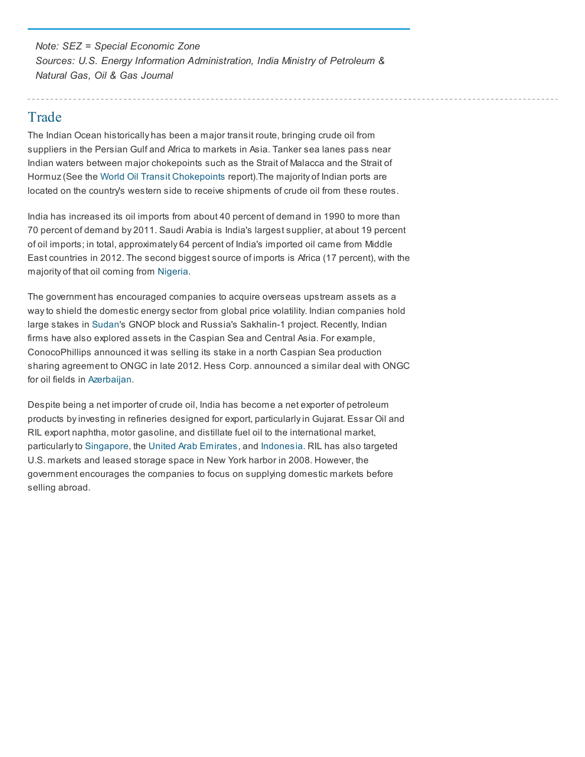*Note: SEZ = Special Economic Zone*
*Sources: U.S. Energy Information Administration, India Ministry of Petroleum & Natural Gas, Oil & Gas Journal*

## Trade

The Indian Ocean historically has been a major transit route, bringing crude oil from suppliers in the Persian Gulf and Africa to markets in Asia. Tanker sea lanes pass near Indian waters between major chokepoints such as the Strait of Malacca and the Strait of Hormuz (See the World Oil Transit Chokepoints report).The majority of Indian ports are located on the country's western side to receive shipments of crude oil from these routes.

India has increased its oil imports from about 40 percent of demand in 1990 to more than 70 percent of demand by 2011. Saudi Arabia is India's largest supplier, at about 19 percent of oil imports; in total, approximately 64 percent of India's imported oil came from Middle East countries in 2012. The second biggest source of imports is Africa (17 percent), with the majority of that oil coming from Nigeria.

The government has encouraged companies to acquire overseas upstream assets as a way to shield the domestic energy sector from global price volatility. Indian companies hold large stakes in Sudan's GNOP block and Russia's Sakhalin-1 project. Recently, Indian firms have also explored assets in the Caspian Sea and Central Asia. For example, ConocoPhillips announced it was selling its stake in a north Caspian Sea production sharing agreement to ONGC in late 2012. Hess Corp. announced a similar deal with ONGC for oil fields in Azerbaijan.

Despite being a net importer of crude oil, India has become a net exporter of petroleum products by investing in refineries designed for export, particularly in Gujarat. Essar Oil and RIL export naphtha, motor gasoline, and distillate fuel oil to the international market, particularly to Singapore, the United Arab Emirates, and Indonesia. RIL has also targeted U.S. markets and leased storage space in New York harbor in 2008. However, the government encourages the companies to focus on supplying domestic markets before selling abroad.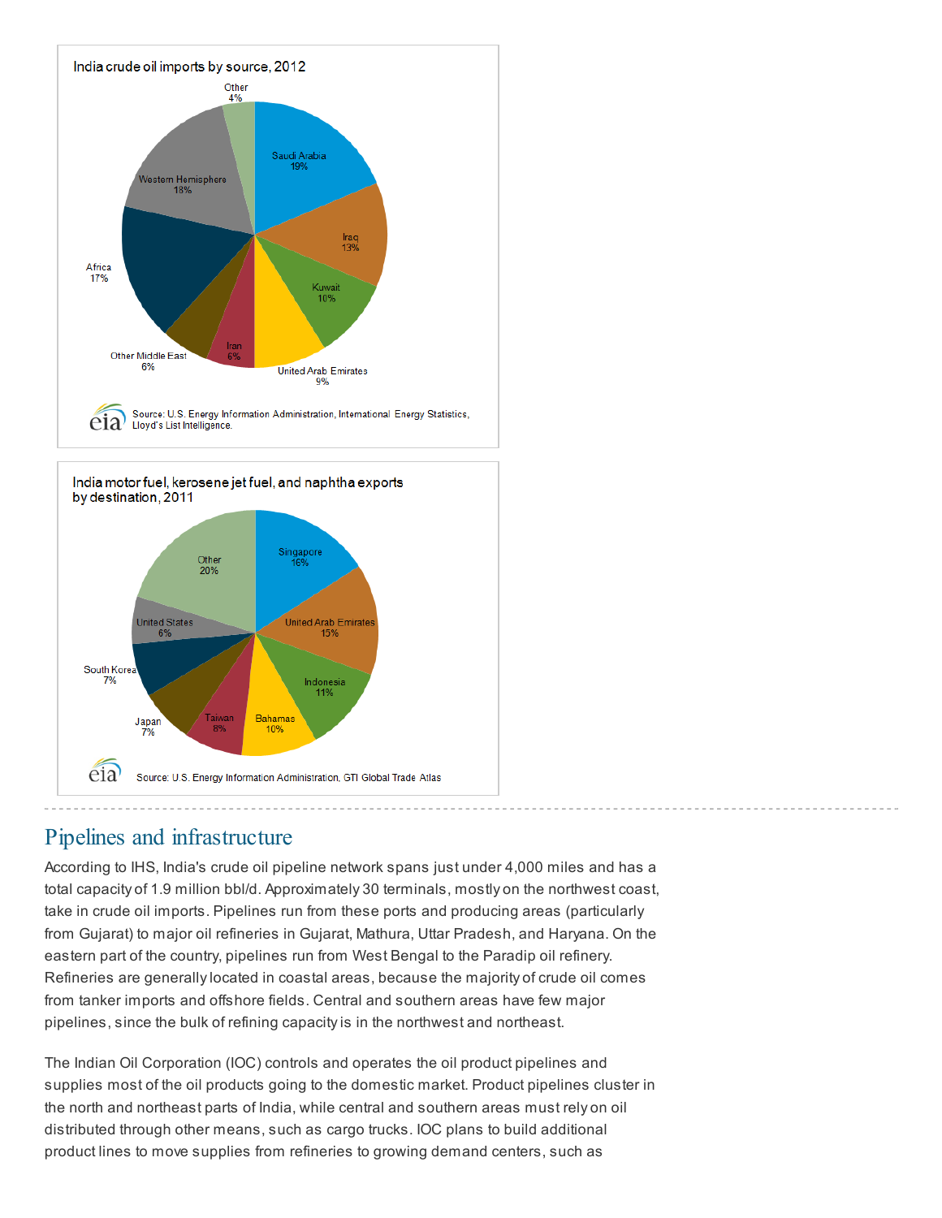India crude oil imports by source, 2012

| Source | Share |
|---|---|
| Saudi Arabia | 19% |
| Iraq | 13% |
| Kuwait | 10% |
| United Arab Emirates | 9% |
| Iran | 6% |
| Other Middle East | 6% |
| Africa | 17% |
| Western Hemisphere | 18% |
| Other | 4% |

Source: U.S. Energy Information Administration, International Energy Statistics, Lloyd's List Intelligence.

India motor fuel, kerosene jet fuel, and naphtha exports by destination, 2011

| Destination | Share |
|---|---|
| Singapore | 16% |
| United Arab Emirates | 15% |
| Indonesia | 11% |
| Bahamas | 10% |
| Taiwan | 8% |
| Japan | 7% |
| South Korea | 7% |
| United States | 6% |
| Other | 20% |

Source: U.S. Energy Information Administration, GTI Global Trade Atlas

## Pipelines and infrastructure

According to IHS, India's crude oil pipeline network spans just under 4,000 miles and has a total capacity of 1.9 million bbl/d. Approximately 30 terminals, mostly on the northwest coast, take in crude oil imports. Pipelines run from these ports and producing areas (particularly from Gujarat) to major oil refineries in Gujarat, Mathura, Uttar Pradesh, and Haryana. On the eastern part of the country, pipelines run from West Bengal to the Paradip oil refinery. Refineries are generally located in coastal areas, because the majority of crude oil comes from tanker imports and offshore fields. Central and southern areas have few major pipelines, since the bulk of refining capacity is in the northwest and northeast.

The Indian Oil Corporation (IOC) controls and operates the oil product pipelines and supplies most of the oil products going to the domestic market. Product pipelines cluster in the north and northeast parts of India, while central and southern areas must rely on oil distributed through other means, such as cargo trucks. IOC plans to build additional product lines to move supplies from refineries to growing demand centers, such as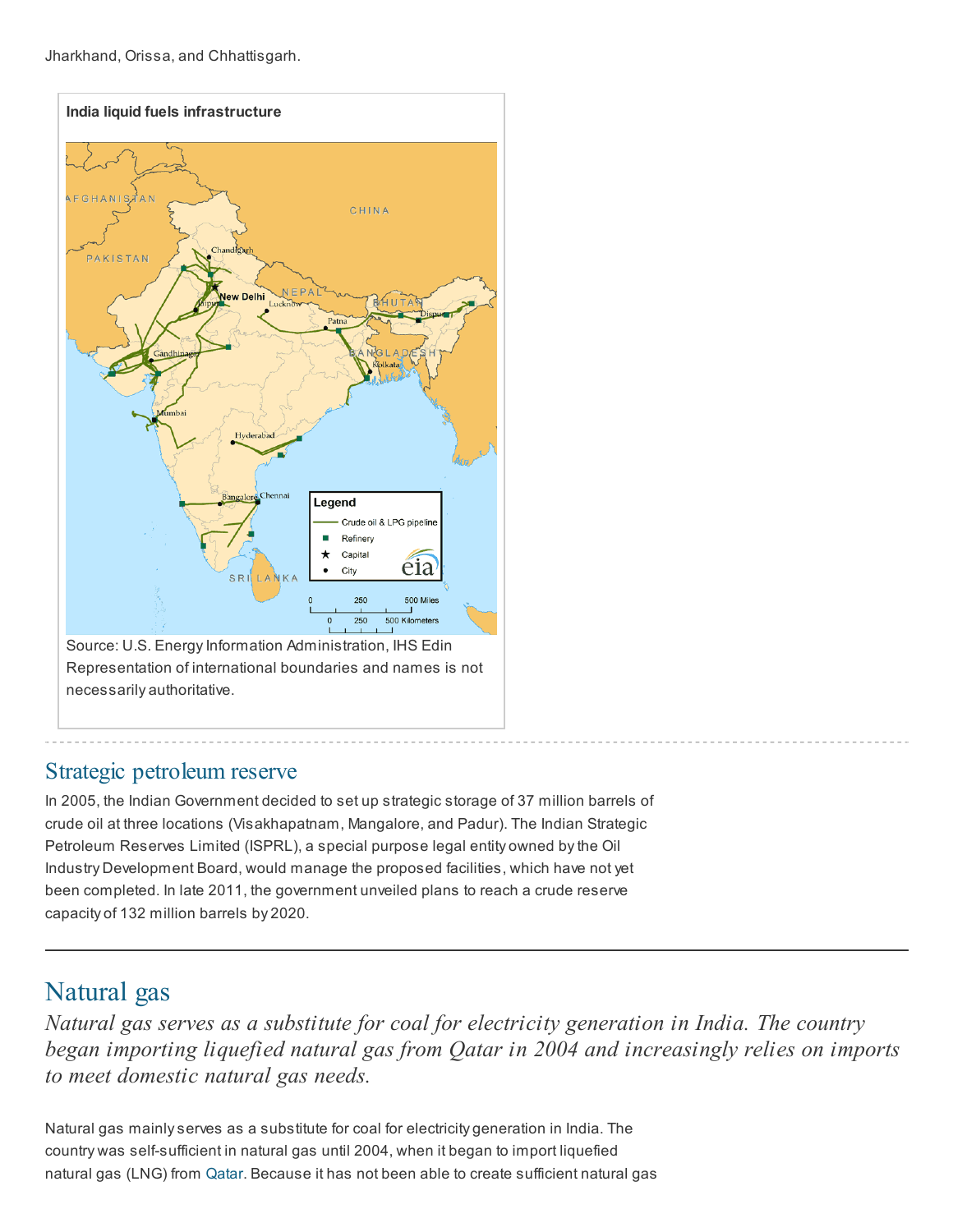Jharkhand, Orissa, and Chhattisgarh.

**India liquid fuels infrastructure**

Source: U.S. Energy Information Administration, IHS Edin
Representation of international boundaries and names is not necessarily authoritative.

## Strategic petroleum reserve

In 2005, the Indian Government decided to set up strategic storage of 37 million barrels of crude oil at three locations (Visakhapatnam, Mangalore, and Padur). The Indian Strategic Petroleum Reserves Limited (ISPRL), a special purpose legal entity owned by the Oil Industry Development Board, would manage the proposed facilities, which have not yet been completed. In late 2011, the government unveiled plans to reach a crude reserve capacity of 132 million barrels by 2020.

# Natural gas

*Natural gas serves as a substitute for coal for electricity generation in India. The country began importing liquefied natural gas from Qatar in 2004 and increasingly relies on imports to meet domestic natural gas needs.*

Natural gas mainly serves as a substitute for coal for electricity generation in India. The country was self-sufficient in natural gas until 2004, when it began to import liquefied natural gas (LNG) from Qatar. Because it has not been able to create sufficient natural gas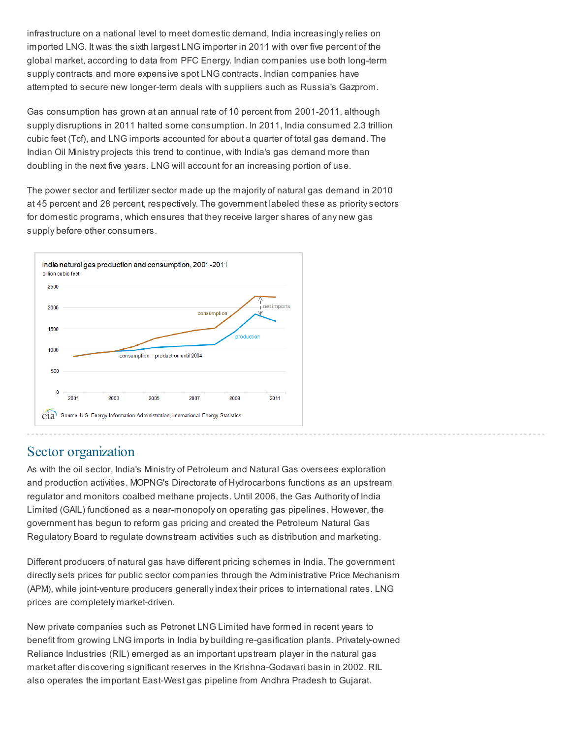infrastructure on a national level to meet domestic demand, India increasingly relies on imported LNG. It was the sixth largest LNG importer in 2011 with over five percent of the global market, according to data from PFC Energy. Indian companies use both long-term supply contracts and more expensive spot LNG contracts. Indian companies have attempted to secure new longer-term deals with suppliers such as Russia's Gazprom.

Gas consumption has grown at an annual rate of 10 percent from 2001-2011, although supply disruptions in 2011 halted some consumption. In 2011, India consumed 2.3 trillion cubic feet (Tcf), and LNG imports accounted for about a quarter of total gas demand. The Indian Oil Ministry projects this trend to continue, with India's gas demand more than doubling in the next five years. LNG will account for an increasing portion of use.

The power sector and fertilizer sector made up the majority of natural gas demand in 2010 at 45 percent and 28 percent, respectively. The government labeled these as priority sectors for domestic programs, which ensures that they receive larger shares of any new gas supply before other consumers.

India natural gas production and consumption, 2001-2011

billion cubic feet

Source: U.S. Energy Information Administration, International Energy Statistics

## Sector organization

As with the oil sector, India's Ministry of Petroleum and Natural Gas oversees exploration and production activities. MOPNG's Directorate of Hydrocarbons functions as an upstream regulator and monitors coalbed methane projects. Until 2006, the Gas Authority of India Limited (GAIL) functioned as a near-monopoly on operating gas pipelines. However, the government has begun to reform gas pricing and created the Petroleum Natural Gas Regulatory Board to regulate downstream activities such as distribution and marketing.

Different producers of natural gas have different pricing schemes in India. The government directly sets prices for public sector companies through the Administrative Price Mechanism (APM), while joint-venture producers generally index their prices to international rates. LNG prices are completely market-driven.

New private companies such as Petronet LNG Limited have formed in recent years to benefit from growing LNG imports in India by building re-gasification plants. Privately-owned Reliance Industries (RIL) emerged as an important upstream player in the natural gas market after discovering significant reserves in the Krishna-Godavari basin in 2002. RIL also operates the important East-West gas pipeline from Andhra Pradesh to Gujarat.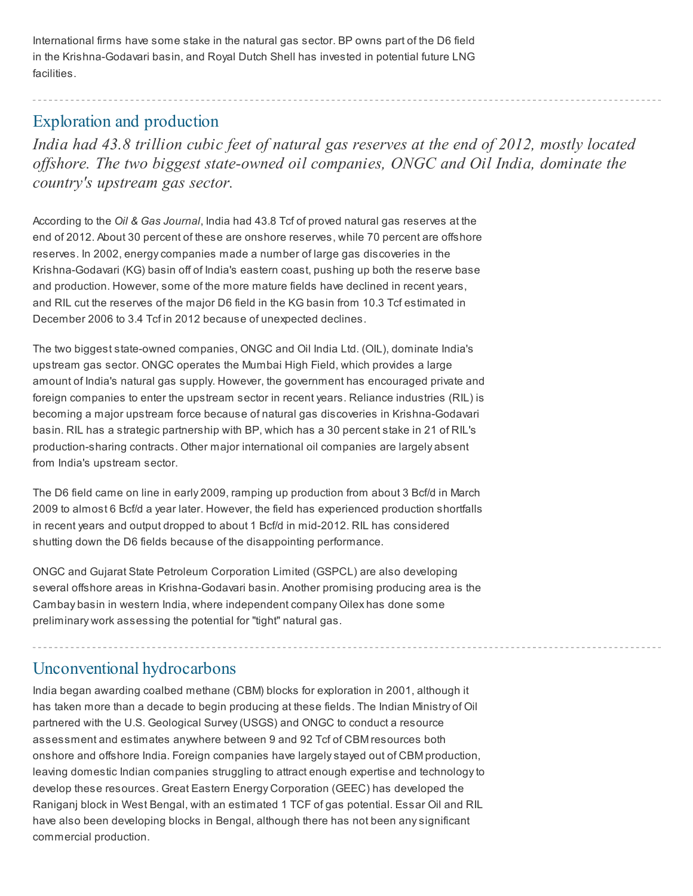International firms have some stake in the natural gas sector. BP owns part of the D6 field in the Krishna-Godavari basin, and Royal Dutch Shell has invested in potential future LNG facilities.

---

## Exploration and production

*India had 43.8 trillion cubic feet of natural gas reserves at the end of 2012, mostly located offshore. The two biggest state-owned oil companies, ONGC and Oil India, dominate the country's upstream gas sector.*

According to the *Oil & Gas Journal*, India had 43.8 Tcf of proved natural gas reserves at the end of 2012. About 30 percent of these are onshore reserves, while 70 percent are offshore reserves. In 2002, energy companies made a number of large gas discoveries in the Krishna-Godavari (KG) basin off of India's eastern coast, pushing up both the reserve base and production. However, some of the more mature fields have declined in recent years, and RIL cut the reserves of the major D6 field in the KG basin from 10.3 Tcf estimated in December 2006 to 3.4 Tcf in 2012 because of unexpected declines.

The two biggest state-owned companies, ONGC and Oil India Ltd. (OIL), dominate India's upstream gas sector. ONGC operates the Mumbai High Field, which provides a large amount of India's natural gas supply. However, the government has encouraged private and foreign companies to enter the upstream sector in recent years. Reliance industries (RIL) is becoming a major upstream force because of natural gas discoveries in Krishna-Godavari basin. RIL has a strategic partnership with BP, which has a 30 percent stake in 21 of RIL's production-sharing contracts. Other major international oil companies are largely absent from India's upstream sector.

The D6 field came on line in early 2009, ramping up production from about 3 Bcf/d in March 2009 to almost 6 Bcf/d a year later. However, the field has experienced production shortfalls in recent years and output dropped to about 1 Bcf/d in mid-2012. RIL has considered shutting down the D6 fields because of the disappointing performance.

ONGC and Gujarat State Petroleum Corporation Limited (GSPCL) are also developing several offshore areas in Krishna-Godavari basin. Another promising producing area is the Cambay basin in western India, where independent company Oilex has done some preliminary work assessing the potential for "tight" natural gas.

---

## Unconventional hydrocarbons

India began awarding coalbed methane (CBM) blocks for exploration in 2001, although it has taken more than a decade to begin producing at these fields. The Indian Ministry of Oil partnered with the U.S. Geological Survey (USGS) and ONGC to conduct a resource assessment and estimates anywhere between 9 and 92 Tcf of CBM resources both onshore and offshore India. Foreign companies have largely stayed out of CBM production, leaving domestic Indian companies struggling to attract enough expertise and technology to develop these resources. Great Eastern Energy Corporation (GEEC) has developed the Raniganj block in West Bengal, with an estimated 1 TCF of gas potential. Essar Oil and RIL have also been developing blocks in Bengal, although there has not been any significant commercial production.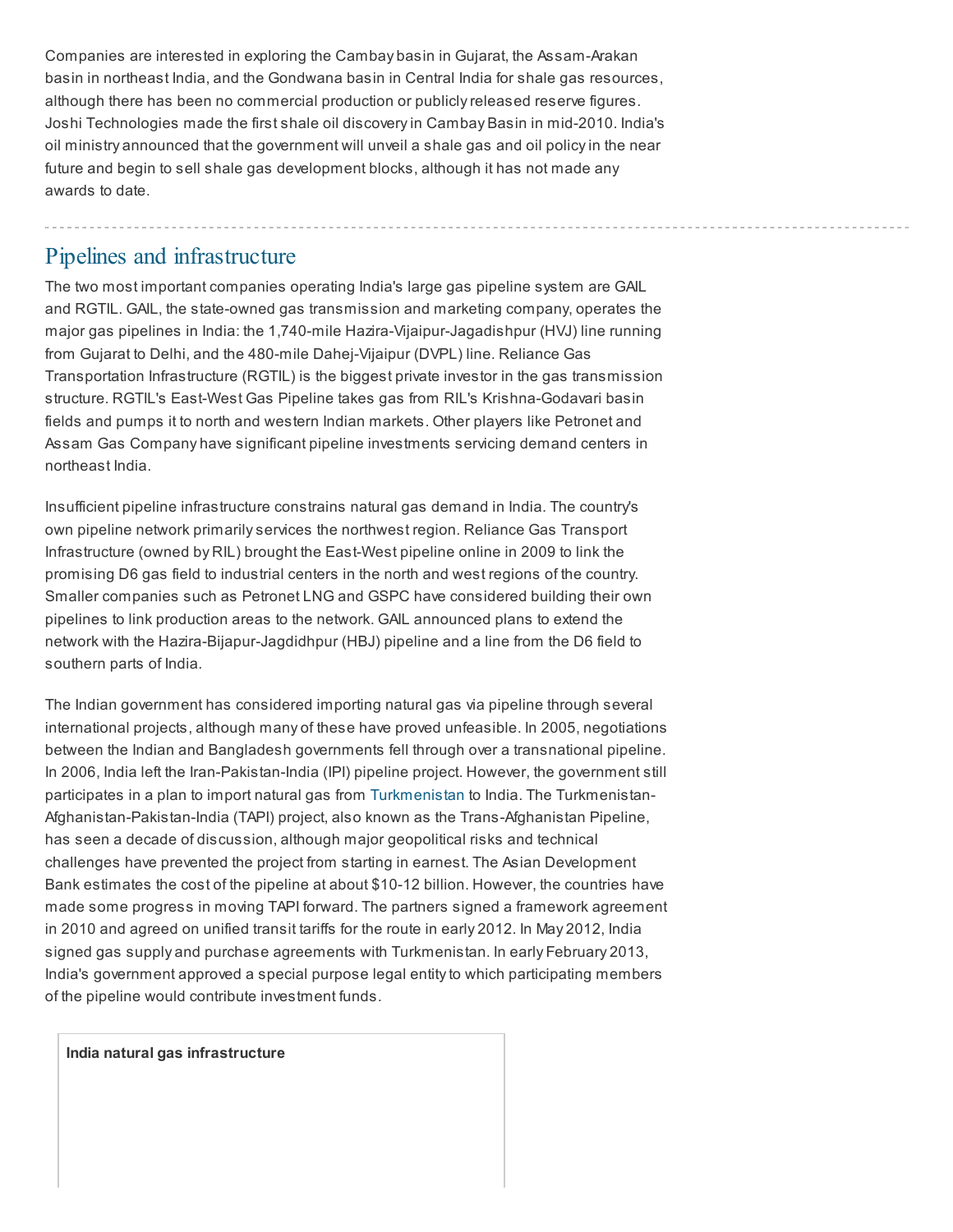Companies are interested in exploring the Cambay basin in Gujarat, the Assam-Arakan basin in northeast India, and the Gondwana basin in Central India for shale gas resources, although there has been no commercial production or publicly released reserve figures. Joshi Technologies made the first shale oil discovery in Cambay Basin in mid-2010. India's oil ministry announced that the government will unveil a shale gas and oil policy in the near future and begin to sell shale gas development blocks, although it has not made any awards to date.

## Pipelines and infrastructure

The two most important companies operating India's large gas pipeline system are GAIL and RGTIL. GAIL, the state-owned gas transmission and marketing company, operates the major gas pipelines in India: the 1,740-mile Hazira-Vijaipur-Jagadishpur (HVJ) line running from Gujarat to Delhi, and the 480-mile Dahej-Vijaipur (DVPL) line. Reliance Gas Transportation Infrastructure (RGTIL) is the biggest private investor in the gas transmission structure. RGTIL's East-West Gas Pipeline takes gas from RIL's Krishna-Godavari basin fields and pumps it to north and western Indian markets. Other players like Petronet and Assam Gas Company have significant pipeline investments servicing demand centers in northeast India.

Insufficient pipeline infrastructure constrains natural gas demand in India. The country's own pipeline network primarily services the northwest region. Reliance Gas Transport Infrastructure (owned by RIL) brought the East-West pipeline online in 2009 to link the promising D6 gas field to industrial centers in the north and west regions of the country. Smaller companies such as Petronet LNG and GSPC have considered building their own pipelines to link production areas to the network. GAIL announced plans to extend the network with the Hazira-Bijapur-Jagdidhpur (HBJ) pipeline and a line from the D6 field to southern parts of India.

The Indian government has considered importing natural gas via pipeline through several international projects, although many of these have proved unfeasible. In 2005, negotiations between the Indian and Bangladesh governments fell through over a transnational pipeline. In 2006, India left the Iran-Pakistan-India (IPI) pipeline project. However, the government still participates in a plan to import natural gas from Turkmenistan to India. The Turkmenistan-Afghanistan-Pakistan-India (TAPI) project, also known as the Trans-Afghanistan Pipeline, has seen a decade of discussion, although major geopolitical risks and technical challenges have prevented the project from starting in earnest. The Asian Development Bank estimates the cost of the pipeline at about $10-12 billion. However, the countries have made some progress in moving TAPI forward. The partners signed a framework agreement in 2010 and agreed on unified transit tariffs for the route in early 2012. In May 2012, India signed gas supply and purchase agreements with Turkmenistan. In early February 2013, India's government approved a special purpose legal entity to which participating members of the pipeline would contribute investment funds.

**India natural gas infrastructure**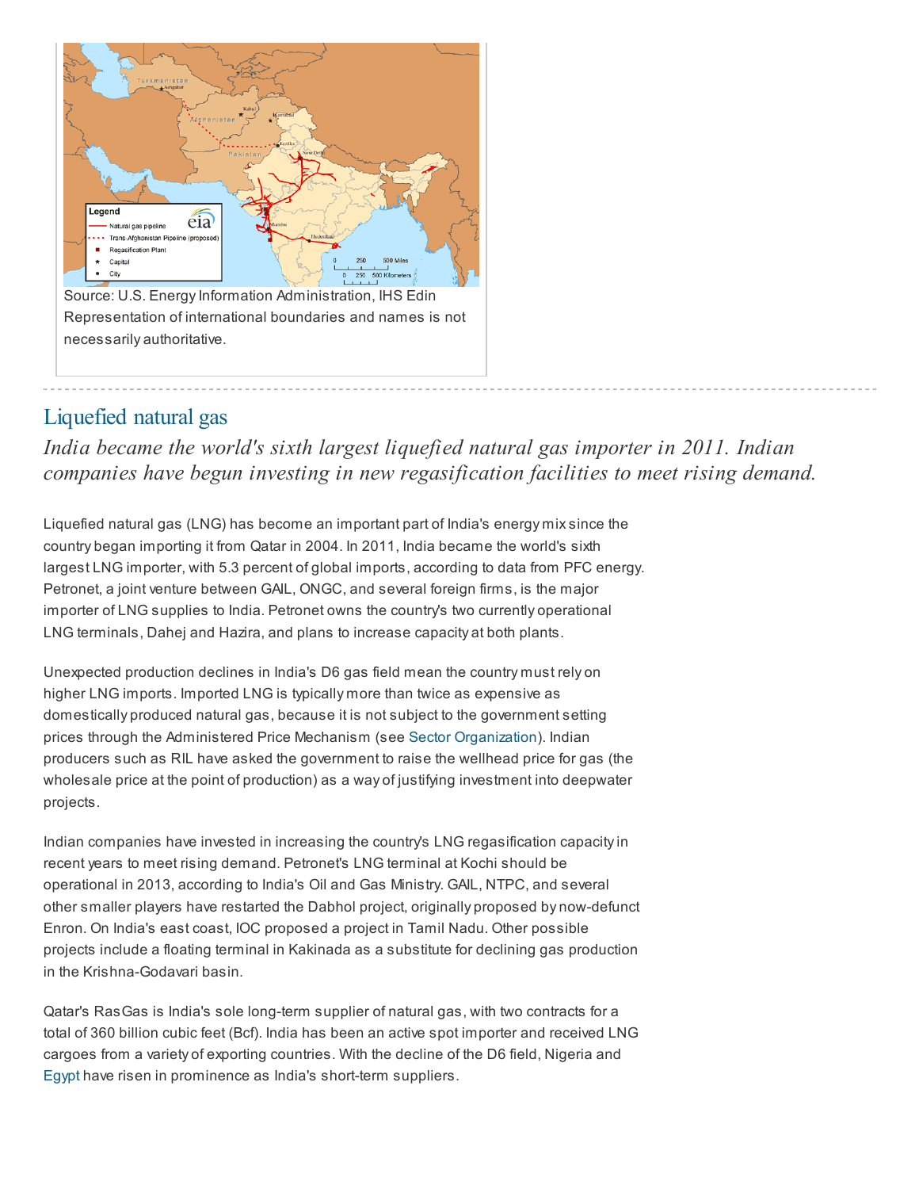Source: U.S. Energy Information Administration, IHS Edin
Representation of international boundaries and names is not necessarily authoritative.

## Liquefied natural gas

*India became the world's sixth largest liquefied natural gas importer in 2011. Indian companies have begun investing in new regasification facilities to meet rising demand.*

Liquefied natural gas (LNG) has become an important part of India's energy mix since the country began importing it from Qatar in 2004. In 2011, India became the world's sixth largest LNG importer, with 5.3 percent of global imports, according to data from PFC energy. Petronet, a joint venture between GAIL, ONGC, and several foreign firms, is the major importer of LNG supplies to India. Petronet owns the country's two currently operational LNG terminals, Dahej and Hazira, and plans to increase capacity at both plants.

Unexpected production declines in India's D6 gas field mean the country must rely on higher LNG imports. Imported LNG is typically more than twice as expensive as domestically produced natural gas, because it is not subject to the government setting prices through the Administered Price Mechanism (see Sector Organization). Indian producers such as RIL have asked the government to raise the wellhead price for gas (the wholesale price at the point of production) as a way of justifying investment into deepwater projects.

Indian companies have invested in increasing the country's LNG regasification capacity in recent years to meet rising demand. Petronet's LNG terminal at Kochi should be operational in 2013, according to India's Oil and Gas Ministry. GAIL, NTPC, and several other smaller players have restarted the Dabhol project, originally proposed by now-defunct Enron. On India's east coast, IOC proposed a project in Tamil Nadu. Other possible projects include a floating terminal in Kakinada as a substitute for declining gas production in the Krishna-Godavari basin.

Qatar's RasGas is India's sole long-term supplier of natural gas, with two contracts for a total of 360 billion cubic feet (Bcf). India has been an active spot importer and received LNG cargoes from a variety of exporting countries. With the decline of the D6 field, Nigeria and Egypt have risen in prominence as India's short-term suppliers.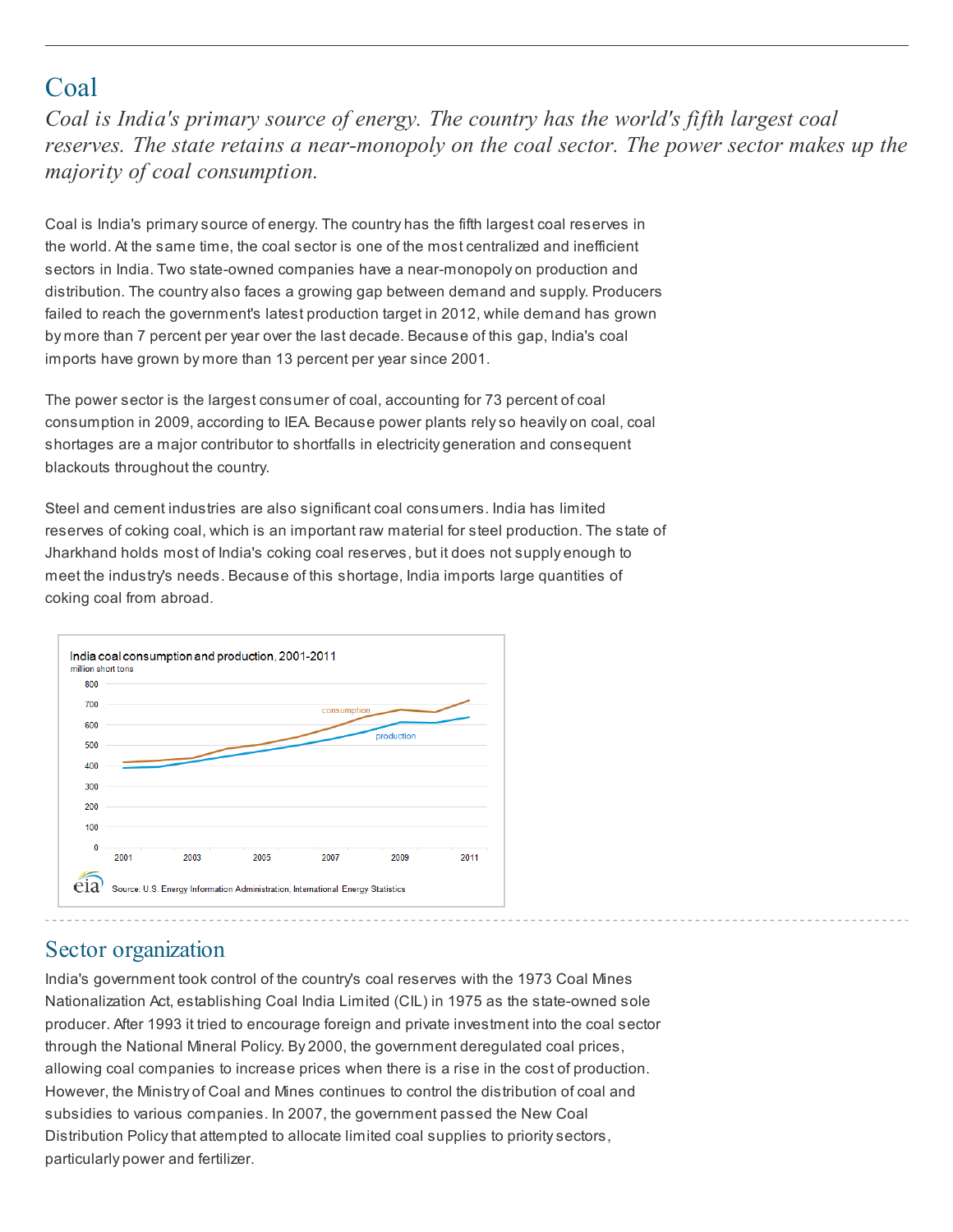## Coal

*Coal is India's primary source of energy. The country has the world's fifth largest coal reserves. The state retains a near-monopoly on the coal sector. The power sector makes up the majority of coal consumption.*

Coal is India's primary source of energy. The country has the fifth largest coal reserves in the world. At the same time, the coal sector is one of the most centralized and inefficient sectors in India. Two state-owned companies have a near-monopoly on production and distribution. The country also faces a growing gap between demand and supply. Producers failed to reach the government's latest production target in 2012, while demand has grown by more than 7 percent per year over the last decade. Because of this gap, India's coal imports have grown by more than 13 percent per year since 2001.

The power sector is the largest consumer of coal, accounting for 73 percent of coal consumption in 2009, according to IEA. Because power plants rely so heavily on coal, coal shortages are a major contributor to shortfalls in electricity generation and consequent blackouts throughout the country.

Steel and cement industries are also significant coal consumers. India has limited reserves of coking coal, which is an important raw material for steel production. The state of Jharkhand holds most of India's coking coal reserves, but it does not supply enough to meet the industry's needs. Because of this shortage, India imports large quantities of coking coal from abroad.

India coal consumption and production, 2001-2011
million short tons

Source: U.S. Energy Information Administration, International Energy Statistics

## Sector organization

India's government took control of the country's coal reserves with the 1973 Coal Mines Nationalization Act, establishing Coal India Limited (CIL) in 1975 as the state-owned sole producer. After 1993 it tried to encourage foreign and private investment into the coal sector through the National Mineral Policy. By 2000, the government deregulated coal prices, allowing coal companies to increase prices when there is a rise in the cost of production. However, the Ministry of Coal and Mines continues to control the distribution of coal and subsidies to various companies. In 2007, the government passed the New Coal Distribution Policy that attempted to allocate limited coal supplies to priority sectors, particularly power and fertilizer.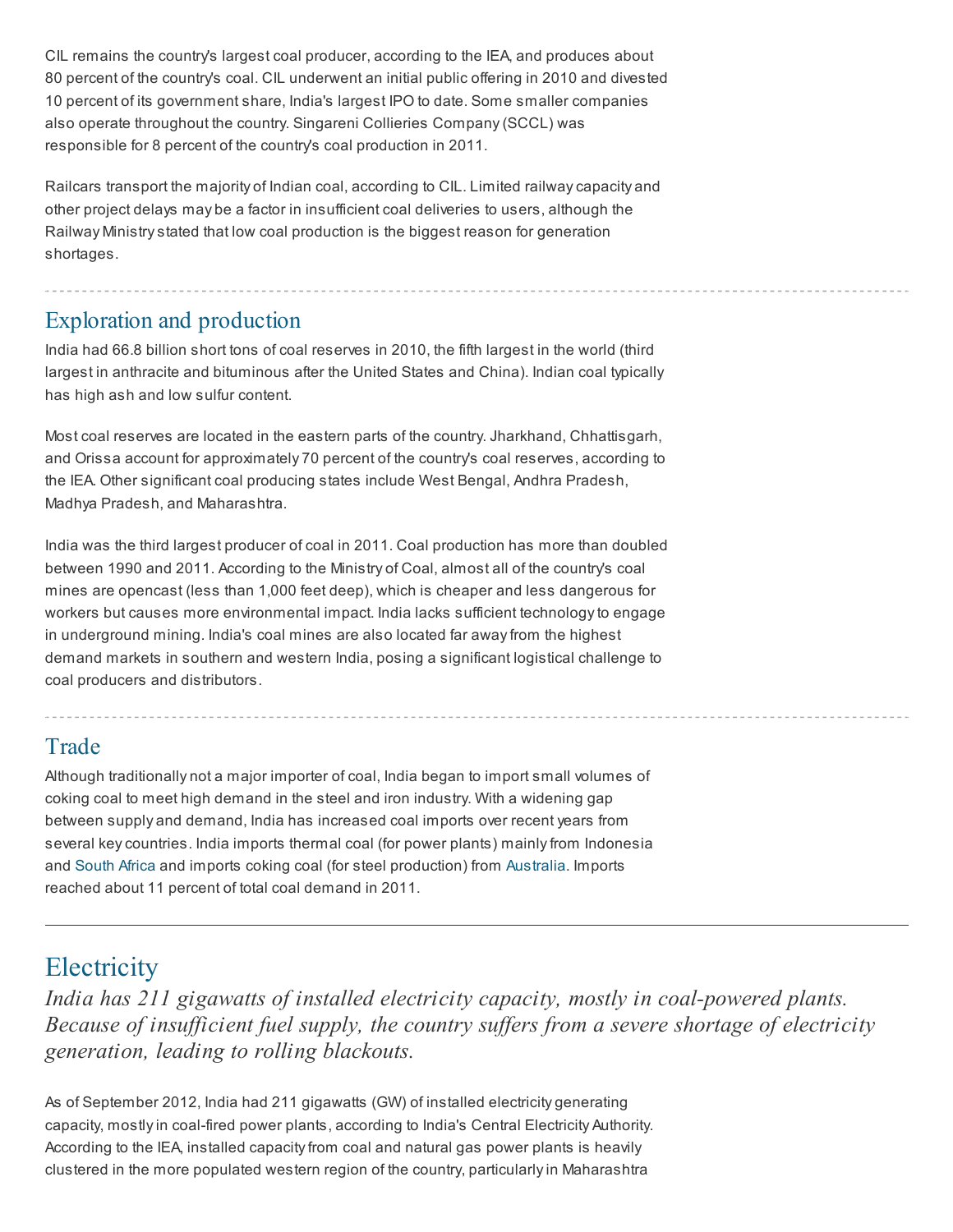CIL remains the country's largest coal producer, according to the IEA, and produces about 80 percent of the country's coal. CIL underwent an initial public offering in 2010 and divested 10 percent of its government share, India's largest IPO to date. Some smaller companies also operate throughout the country. Singareni Collieries Company (SCCL) was responsible for 8 percent of the country's coal production in 2011.

Railcars transport the majority of Indian coal, according to CIL. Limited railway capacity and other project delays may be a factor in insufficient coal deliveries to users, although the Railway Ministry stated that low coal production is the biggest reason for generation shortages.

### Exploration and production

India had 66.8 billion short tons of coal reserves in 2010, the fifth largest in the world (third largest in anthracite and bituminous after the United States and China). Indian coal typically has high ash and low sulfur content.

Most coal reserves are located in the eastern parts of the country. Jharkhand, Chhattisgarh, and Orissa account for approximately 70 percent of the country's coal reserves, according to the IEA. Other significant coal producing states include West Bengal, Andhra Pradesh, Madhya Pradesh, and Maharashtra.

India was the third largest producer of coal in 2011. Coal production has more than doubled between 1990 and 2011. According to the Ministry of Coal, almost all of the country's coal mines are opencast (less than 1,000 feet deep), which is cheaper and less dangerous for workers but causes more environmental impact. India lacks sufficient technology to engage in underground mining. India's coal mines are also located far away from the highest demand markets in southern and western India, posing a significant logistical challenge to coal producers and distributors.

### Trade

Although traditionally not a major importer of coal, India began to import small volumes of coking coal to meet high demand in the steel and iron industry. With a widening gap between supply and demand, India has increased coal imports over recent years from several key countries. India imports thermal coal (for power plants) mainly from Indonesia and South Africa and imports coking coal (for steel production) from Australia. Imports reached about 11 percent of total coal demand in 2011.

## Electricity

*India has 211 gigawatts of installed electricity capacity, mostly in coal-powered plants. Because of insufficient fuel supply, the country suffers from a severe shortage of electricity generation, leading to rolling blackouts.*

As of September 2012, India had 211 gigawatts (GW) of installed electricity generating capacity, mostly in coal-fired power plants, according to India's Central Electricity Authority. According to the IEA, installed capacity from coal and natural gas power plants is heavily clustered in the more populated western region of the country, particularly in Maharashtra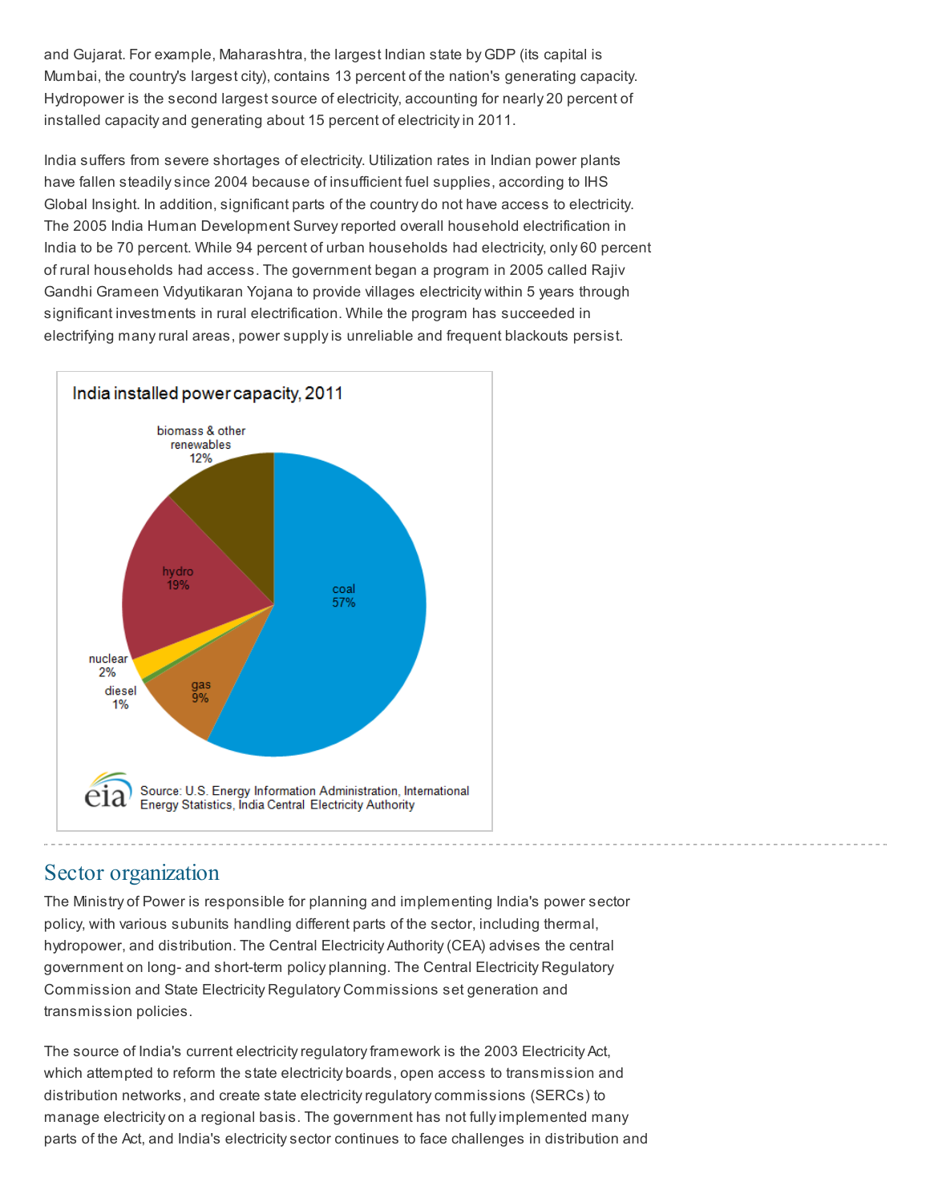and Gujarat. For example, Maharashtra, the largest Indian state by GDP (its capital is Mumbai, the country's largest city), contains 13 percent of the nation's generating capacity. Hydropower is the second largest source of electricity, accounting for nearly 20 percent of installed capacity and generating about 15 percent of electricity in 2011.

India suffers from severe shortages of electricity. Utilization rates in Indian power plants have fallen steadily since 2004 because of insufficient fuel supplies, according to IHS Global Insight. In addition, significant parts of the country do not have access to electricity. The 2005 India Human Development Survey reported overall household electrification in India to be 70 percent. While 94 percent of urban households had electricity, only 60 percent of rural households had access. The government began a program in 2005 called Rajiv Gandhi Grameen Vidyutikaran Yojana to provide villages electricity within 5 years through significant investments in rural electrification. While the program has succeeded in electrifying many rural areas, power supply is unreliable and frequent blackouts persist.

**India installed power capacity, 2011**

| Source | Share |
| --- | --- |
| coal | 57% |
| hydro | 19% |
| biomass & other renewables | 12% |
| gas | 9% |
| nuclear | 2% |
| diesel | 1% |

Source: U.S. Energy Information Administration, International Energy Statistics, India Central Electricity Authority

## Sector organization

The Ministry of Power is responsible for planning and implementing India's power sector policy, with various subunits handling different parts of the sector, including thermal, hydropower, and distribution. The Central Electricity Authority (CEA) advises the central government on long- and short-term policy planning. The Central Electricity Regulatory Commission and State Electricity Regulatory Commissions set generation and transmission policies.

The source of India's current electricity regulatory framework is the 2003 Electricity Act, which attempted to reform the state electricity boards, open access to transmission and distribution networks, and create state electricity regulatory commissions (SERCs) to manage electricity on a regional basis. The government has not fully implemented many parts of the Act, and India's electricity sector continues to face challenges in distribution and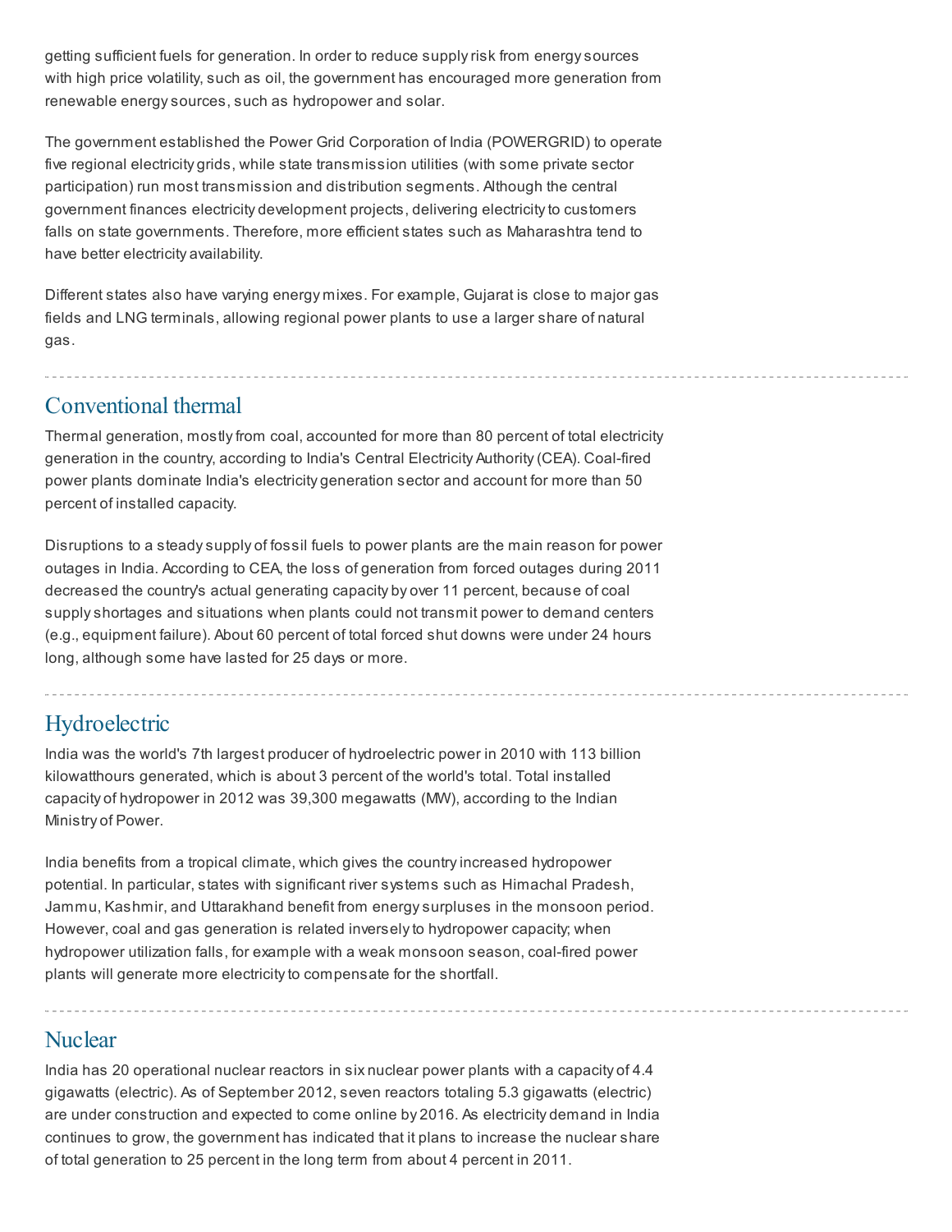getting sufficient fuels for generation. In order to reduce supply risk from energy sources with high price volatility, such as oil, the government has encouraged more generation from renewable energy sources, such as hydropower and solar.

The government established the Power Grid Corporation of India (POWERGRID) to operate five regional electricity grids, while state transmission utilities (with some private sector participation) run most transmission and distribution segments. Although the central government finances electricity development projects, delivering electricity to customers falls on state governments. Therefore, more efficient states such as Maharashtra tend to have better electricity availability.

Different states also have varying energy mixes. For example, Gujarat is close to major gas fields and LNG terminals, allowing regional power plants to use a larger share of natural gas.

## Conventional thermal

Thermal generation, mostly from coal, accounted for more than 80 percent of total electricity generation in the country, according to India's Central Electricity Authority (CEA). Coal-fired power plants dominate India's electricity generation sector and account for more than 50 percent of installed capacity.

Disruptions to a steady supply of fossil fuels to power plants are the main reason for power outages in India. According to CEA, the loss of generation from forced outages during 2011 decreased the country's actual generating capacity by over 11 percent, because of coal supply shortages and situations when plants could not transmit power to demand centers (e.g., equipment failure). About 60 percent of total forced shut downs were under 24 hours long, although some have lasted for 25 days or more.

## Hydroelectric

India was the world's 7th largest producer of hydroelectric power in 2010 with 113 billion kilowatthours generated, which is about 3 percent of the world's total. Total installed capacity of hydropower in 2012 was 39,300 megawatts (MW), according to the Indian Ministry of Power.

India benefits from a tropical climate, which gives the country increased hydropower potential. In particular, states with significant river systems such as Himachal Pradesh, Jammu, Kashmir, and Uttarakhand benefit from energy surpluses in the monsoon period. However, coal and gas generation is related inversely to hydropower capacity; when hydropower utilization falls, for example with a weak monsoon season, coal-fired power plants will generate more electricity to compensate for the shortfall.

## Nuclear

India has 20 operational nuclear reactors in six nuclear power plants with a capacity of 4.4 gigawatts (electric). As of September 2012, seven reactors totaling 5.3 gigawatts (electric) are under construction and expected to come online by 2016. As electricity demand in India continues to grow, the government has indicated that it plans to increase the nuclear share of total generation to 25 percent in the long term from about 4 percent in 2011.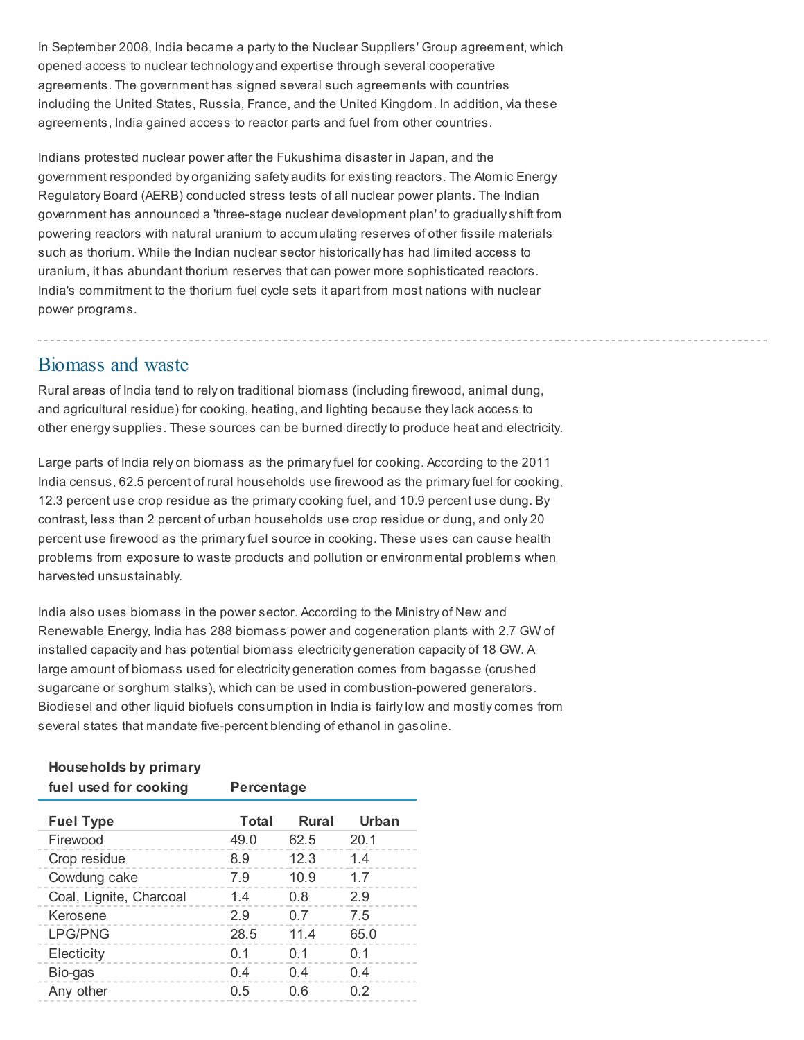In September 2008, India became a party to the Nuclear Suppliers' Group agreement, which opened access to nuclear technology and expertise through several cooperative agreements. The government has signed several such agreements with countries including the United States, Russia, France, and the United Kingdom. In addition, via these agreements, India gained access to reactor parts and fuel from other countries.

Indians protested nuclear power after the Fukushima disaster in Japan, and the government responded by organizing safety audits for existing reactors. The Atomic Energy Regulatory Board (AERB) conducted stress tests of all nuclear power plants. The Indian government has announced a 'three-stage nuclear development plan' to gradually shift from powering reactors with natural uranium to accumulating reserves of other fissile materials such as thorium. While the Indian nuclear sector historically has had limited access to uranium, it has abundant thorium reserves that can power more sophisticated reactors. India's commitment to the thorium fuel cycle sets it apart from most nations with nuclear power programs.

## Biomass and waste

Rural areas of India tend to rely on traditional biomass (including firewood, animal dung, and agricultural residue) for cooking, heating, and lighting because they lack access to other energy supplies. These sources can be burned directly to produce heat and electricity.

Large parts of India rely on biomass as the primary fuel for cooking. According to the 2011 India census, 62.5 percent of rural households use firewood as the primary fuel for cooking, 12.3 percent use crop residue as the primary cooking fuel, and 10.9 percent use dung. By contrast, less than 2 percent of urban households use crop residue or dung, and only 20 percent use firewood as the primary fuel source in cooking. These uses can cause health problems from exposure to waste products and pollution or environmental problems when harvested unsustainably.

India also uses biomass in the power sector. According to the Ministry of New and Renewable Energy, India has 288 biomass power and cogeneration plants with 2.7 GW of installed capacity and has potential biomass electricity generation capacity of 18 GW. A large amount of biomass used for electricity generation comes from bagasse (crushed sugarcane or sorghum stalks), which can be used in combustion-powered generators. Biodiesel and other liquid biofuels consumption in India is fairly low and mostly comes from several states that mandate five-percent blending of ethanol in gasoline.

| **Households by primary fuel used for cooking** | **Percentage** | | |
|---|---|---|---|
| **Fuel Type** | **Total** | **Rural** | **Urban** |
| Firewood | 49.0 | 62.5 | 20.1 |
| Crop residue | 8.9 | 12.3 | 1.4 |
| Cowdung cake | 7.9 | 10.9 | 1.7 |
| Coal, Lignite, Charcoal | 1.4 | 0.8 | 2.9 |
| Kerosene | 2.9 | 0.7 | 7.5 |
| LPG/PNG | 28.5 | 11.4 | 65.0 |
| Electicity | 0.1 | 0.1 | 0.1 |
| Bio-gas | 0.4 | 0.4 | 0.4 |
| Any other | 0.5 | 0.6 | 0.2 |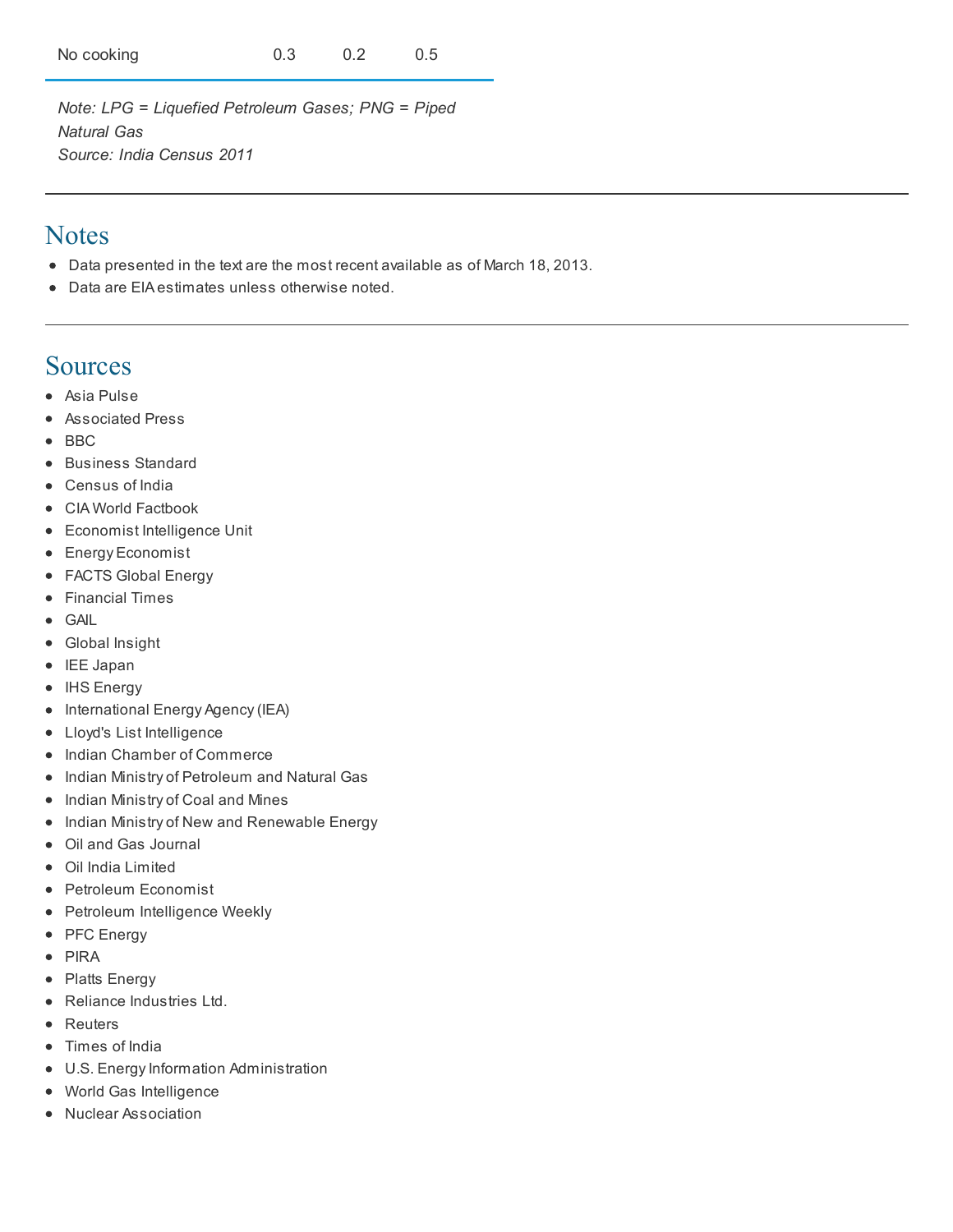| | | | |
| --- | --- | --- | --- |
| No cooking | 0.3 | 0.2 | 0.5 |

*Note: LPG = Liquefied Petroleum Gases; PNG = Piped Natural Gas*
*Source: India Census 2011*

## Notes

- Data presented in the text are the most recent available as of March 18, 2013.
- Data are EIA estimates unless otherwise noted.

## Sources

- Asia Pulse
- Associated Press
- BBC
- Business Standard
- Census of India
- CIA World Factbook
- Economist Intelligence Unit
- Energy Economist
- FACTS Global Energy
- Financial Times
- GAIL
- Global Insight
- IEE Japan
- IHS Energy
- International Energy Agency (IEA)
- Lloyd's List Intelligence
- Indian Chamber of Commerce
- Indian Ministry of Petroleum and Natural Gas
- Indian Ministry of Coal and Mines
- Indian Ministry of New and Renewable Energy
- Oil and Gas Journal
- Oil India Limited
- Petroleum Economist
- Petroleum Intelligence Weekly
- PFC Energy
- PIRA
- Platts Energy
- Reliance Industries Ltd.
- Reuters
- Times of India
- U.S. Energy Information Administration
- World Gas Intelligence
- Nuclear Association